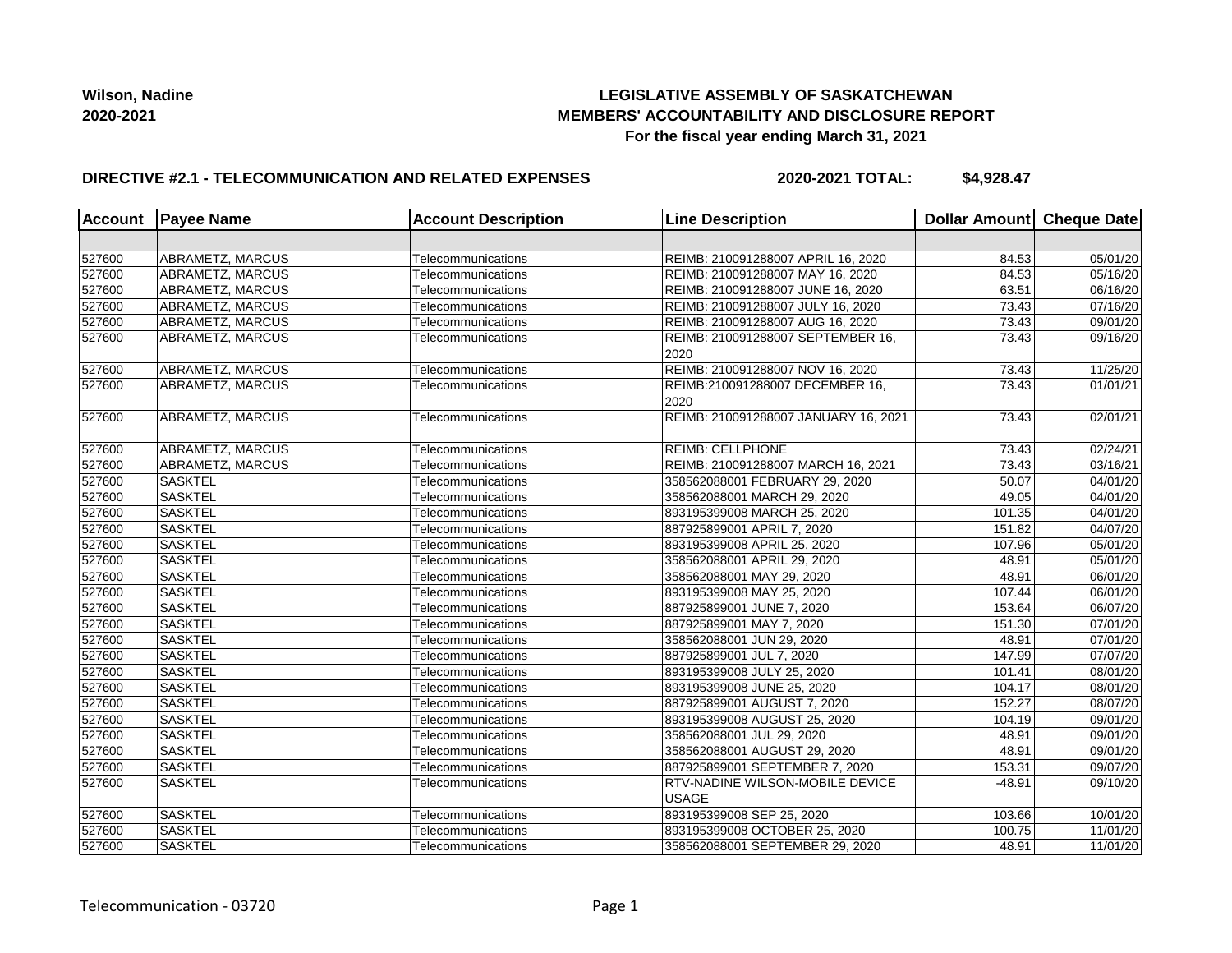**Wilson, Nadine**
**2020-2021**

**LEGISLATIVE ASSEMBLY OF SASKATCHEWAN**
**MEMBERS' ACCOUNTABILITY AND DISCLOSURE REPORT**
**For the fiscal year ending March 31, 2021**

**DIRECTIVE #2.1 - TELECOMMUNICATION AND RELATED EXPENSES** **2020-2021 TOTAL: $4,928.47**

| Account | Payee Name | Account Description | Line Description | Dollar Amount | Cheque Date |
|---|---|---|---|---|---|
| | | | | | |
| 527600 | ABRAMETZ, MARCUS | Telecommunications | REIMB: 210091288007 APRIL 16, 2020 | 84.53 | 05/01/20 |
| 527600 | ABRAMETZ, MARCUS | Telecommunications | REIMB: 210091288007 MAY 16, 2020 | 84.53 | 05/16/20 |
| 527600 | ABRAMETZ, MARCUS | Telecommunications | REIMB: 210091288007 JUNE 16, 2020 | 63.51 | 06/16/20 |
| 527600 | ABRAMETZ, MARCUS | Telecommunications | REIMB: 210091288007 JULY 16, 2020 | 73.43 | 07/16/20 |
| 527600 | ABRAMETZ, MARCUS | Telecommunications | REIMB: 210091288007 AUG 16, 2020 | 73.43 | 09/01/20 |
| 527600 | ABRAMETZ, MARCUS | Telecommunications | REIMB: 210091288007 SEPTEMBER 16, 2020 | 73.43 | 09/16/20 |
| 527600 | ABRAMETZ, MARCUS | Telecommunications | REIMB: 210091288007 NOV 16, 2020 | 73.43 | 11/25/20 |
| 527600 | ABRAMETZ, MARCUS | Telecommunications | REIMB:210091288007 DECEMBER 16, 2020 | 73.43 | 01/01/21 |
| 527600 | ABRAMETZ, MARCUS | Telecommunications | REIMB: 210091288007 JANUARY 16, 2021 | 73.43 | 02/01/21 |
| 527600 | ABRAMETZ, MARCUS | Telecommunications | REIMB: CELLPHONE | 73.43 | 02/24/21 |
| 527600 | ABRAMETZ, MARCUS | Telecommunications | REIMB: 210091288007 MARCH 16, 2021 | 73.43 | 03/16/21 |
| 527600 | SASKTEL | Telecommunications | 358562088001 FEBRUARY 29, 2020 | 50.07 | 04/01/20 |
| 527600 | SASKTEL | Telecommunications | 358562088001 MARCH 29, 2020 | 49.05 | 04/01/20 |
| 527600 | SASKTEL | Telecommunications | 893195399008 MARCH 25, 2020 | 101.35 | 04/01/20 |
| 527600 | SASKTEL | Telecommunications | 887925899001 APRIL 7, 2020 | 151.82 | 04/07/20 |
| 527600 | SASKTEL | Telecommunications | 893195399008 APRIL 25, 2020 | 107.96 | 05/01/20 |
| 527600 | SASKTEL | Telecommunications | 358562088001 APRIL 29, 2020 | 48.91 | 05/01/20 |
| 527600 | SASKTEL | Telecommunications | 358562088001 MAY 29, 2020 | 48.91 | 06/01/20 |
| 527600 | SASKTEL | Telecommunications | 893195399008 MAY 25, 2020 | 107.44 | 06/01/20 |
| 527600 | SASKTEL | Telecommunications | 887925899001 JUNE 7, 2020 | 153.64 | 06/07/20 |
| 527600 | SASKTEL | Telecommunications | 887925899001 MAY 7, 2020 | 151.30 | 07/01/20 |
| 527600 | SASKTEL | Telecommunications | 358562088001 JUN 29, 2020 | 48.91 | 07/01/20 |
| 527600 | SASKTEL | Telecommunications | 887925899001 JUL 7, 2020 | 147.99 | 07/07/20 |
| 527600 | SASKTEL | Telecommunications | 893195399008 JULY 25, 2020 | 101.41 | 08/01/20 |
| 527600 | SASKTEL | Telecommunications | 893195399008 JUNE 25, 2020 | 104.17 | 08/01/20 |
| 527600 | SASKTEL | Telecommunications | 887925899001 AUGUST 7, 2020 | 152.27 | 08/07/20 |
| 527600 | SASKTEL | Telecommunications | 893195399008 AUGUST 25, 2020 | 104.19 | 09/01/20 |
| 527600 | SASKTEL | Telecommunications | 358562088001 JUL 29, 2020 | 48.91 | 09/01/20 |
| 527600 | SASKTEL | Telecommunications | 358562088001 AUGUST 29, 2020 | 48.91 | 09/01/20 |
| 527600 | SASKTEL | Telecommunications | 887925899001 SEPTEMBER 7, 2020 | 153.31 | 09/07/20 |
| 527600 | SASKTEL | Telecommunications | RTV-NADINE WILSON-MOBILE DEVICE USAGE | -48.91 | 09/10/20 |
| 527600 | SASKTEL | Telecommunications | 893195399008 SEP 25, 2020 | 103.66 | 10/01/20 |
| 527600 | SASKTEL | Telecommunications | 893195399008 OCTOBER 25, 2020 | 100.75 | 11/01/20 |
| 527600 | SASKTEL | Telecommunications | 358562088001 SEPTEMBER 29, 2020 | 48.91 | 11/01/20 |

Telecommunication - 03720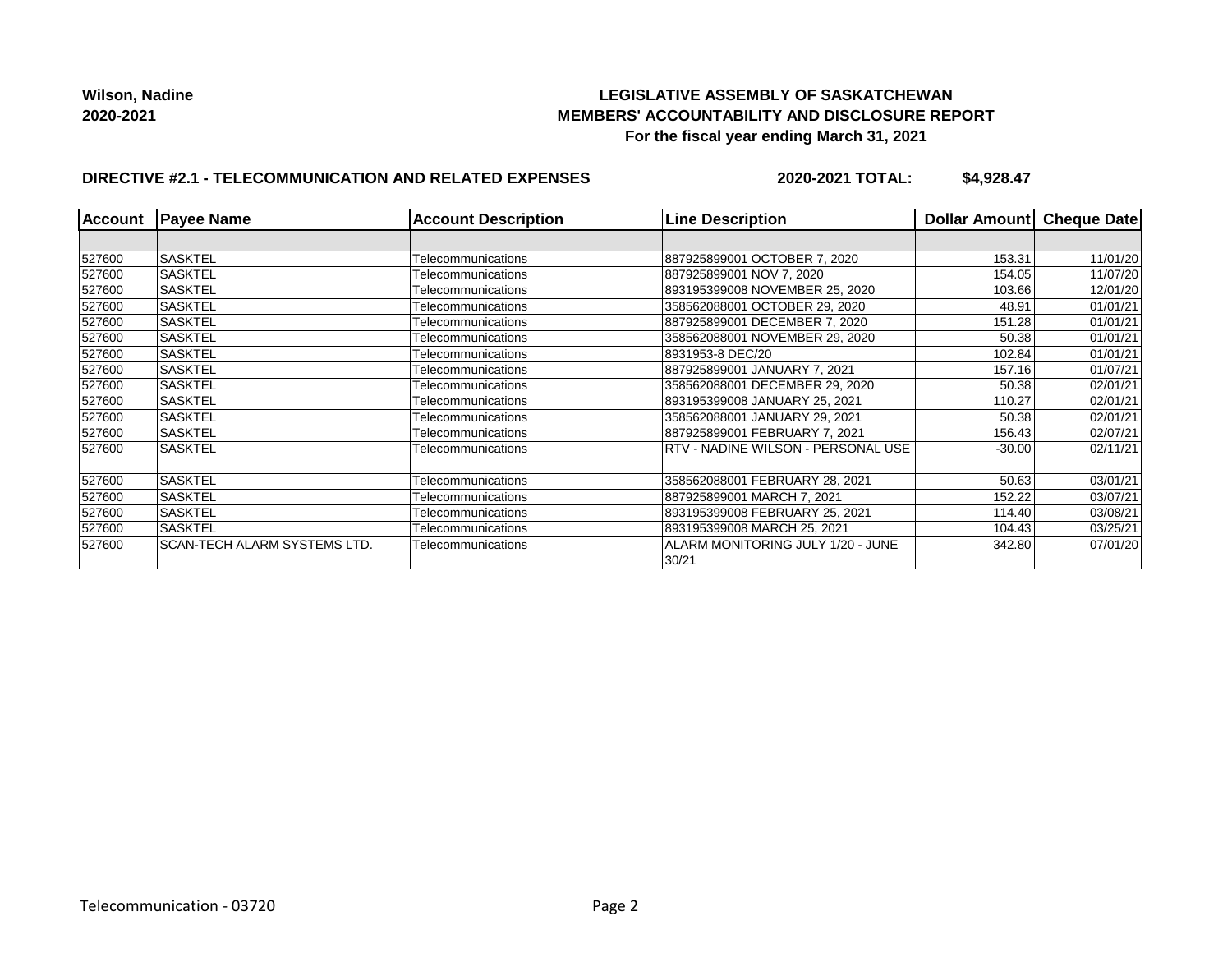**Wilson, Nadine**
**2020-2021**

**LEGISLATIVE ASSEMBLY OF SASKATCHEWAN**
**MEMBERS' ACCOUNTABILITY AND DISCLOSURE REPORT**
**For the fiscal year ending March 31, 2021**

**DIRECTIVE #2.1 - TELECOMMUNICATION AND RELATED EXPENSES** **2020-2021 TOTAL: $4,928.47**

| Account | Payee Name | Account Description | Line Description | Dollar Amount | Cheque Date |
|---|---|---|---|---|---|
| | | | | | |
| 527600 | SASKTEL | Telecommunications | 887925899001 OCTOBER 7, 2020 | 153.31 | 11/01/20 |
| 527600 | SASKTEL | Telecommunications | 887925899001 NOV 7, 2020 | 154.05 | 11/07/20 |
| 527600 | SASKTEL | Telecommunications | 893195399008 NOVEMBER 25, 2020 | 103.66 | 12/01/20 |
| 527600 | SASKTEL | Telecommunications | 358562088001 OCTOBER 29, 2020 | 48.91 | 01/01/21 |
| 527600 | SASKTEL | Telecommunications | 887925899001 DECEMBER 7, 2020 | 151.28 | 01/01/21 |
| 527600 | SASKTEL | Telecommunications | 358562088001 NOVEMBER 29, 2020 | 50.38 | 01/01/21 |
| 527600 | SASKTEL | Telecommunications | 8931953-8 DEC/20 | 102.84 | 01/01/21 |
| 527600 | SASKTEL | Telecommunications | 887925899001 JANUARY 7, 2021 | 157.16 | 01/07/21 |
| 527600 | SASKTEL | Telecommunications | 358562088001 DECEMBER 29, 2020 | 50.38 | 02/01/21 |
| 527600 | SASKTEL | Telecommunications | 893195399008 JANUARY 25, 2021 | 110.27 | 02/01/21 |
| 527600 | SASKTEL | Telecommunications | 358562088001 JANUARY 29, 2021 | 50.38 | 02/01/21 |
| 527600 | SASKTEL | Telecommunications | 887925899001 FEBRUARY 7, 2021 | 156.43 | 02/07/21 |
| 527600 | SASKTEL | Telecommunications | RTV - NADINE WILSON - PERSONAL USE | -30.00 | 02/11/21 |
| 527600 | SASKTEL | Telecommunications | 358562088001 FEBRUARY 28, 2021 | 50.63 | 03/01/21 |
| 527600 | SASKTEL | Telecommunications | 887925899001 MARCH 7, 2021 | 152.22 | 03/07/21 |
| 527600 | SASKTEL | Telecommunications | 893195399008 FEBRUARY 25, 2021 | 114.40 | 03/08/21 |
| 527600 | SASKTEL | Telecommunications | 893195399008 MARCH 25, 2021 | 104.43 | 03/25/21 |
| 527600 | SCAN-TECH ALARM SYSTEMS LTD. | Telecommunications | ALARM MONITORING JULY 1/20 - JUNE 30/21 | 342.80 | 07/01/20 |

Telecommunication - 03720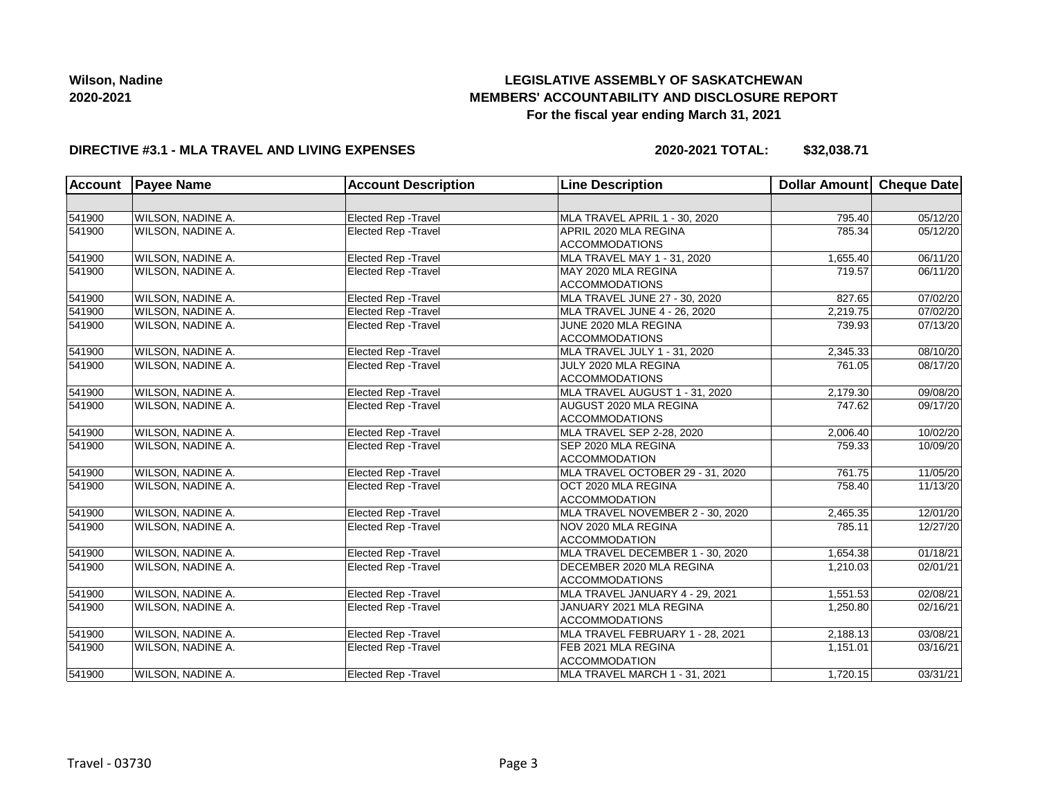**Wilson, Nadine**
**2020-2021**

# LEGISLATIVE ASSEMBLY OF SASKATCHEWAN
## MEMBERS' ACCOUNTABILITY AND DISCLOSURE REPORT
### For the fiscal year ending March 31, 2021

**DIRECTIVE #3.1 - MLA TRAVEL AND LIVING EXPENSES** **2020-2021 TOTAL: $32,038.71**

| Account | Payee Name | Account Description | Line Description | Dollar Amount | Cheque Date |
|---|---|---|---|---|---|
| | | | | | |
| 541900 | WILSON, NADINE A. | Elected Rep -Travel | MLA TRAVEL APRIL 1 - 30, 2020 | 795.40 | 05/12/20 |
| 541900 | WILSON, NADINE A. | Elected Rep -Travel | APRIL 2020 MLA REGINA ACCOMMODATIONS | 785.34 | 05/12/20 |
| 541900 | WILSON, NADINE A. | Elected Rep -Travel | MLA TRAVEL MAY 1 - 31, 2020 | 1,655.40 | 06/11/20 |
| 541900 | WILSON, NADINE A. | Elected Rep -Travel | MAY 2020 MLA REGINA ACCOMMODATIONS | 719.57 | 06/11/20 |
| 541900 | WILSON, NADINE A. | Elected Rep -Travel | MLA TRAVEL JUNE 27 - 30, 2020 | 827.65 | 07/02/20 |
| 541900 | WILSON, NADINE A. | Elected Rep -Travel | MLA TRAVEL JUNE 4 - 26, 2020 | 2,219.75 | 07/02/20 |
| 541900 | WILSON, NADINE A. | Elected Rep -Travel | JUNE 2020 MLA REGINA ACCOMMODATIONS | 739.93 | 07/13/20 |
| 541900 | WILSON, NADINE A. | Elected Rep -Travel | MLA TRAVEL JULY 1 - 31, 2020 | 2,345.33 | 08/10/20 |
| 541900 | WILSON, NADINE A. | Elected Rep -Travel | JULY 2020 MLA REGINA ACCOMMODATIONS | 761.05 | 08/17/20 |
| 541900 | WILSON, NADINE A. | Elected Rep -Travel | MLA TRAVEL AUGUST 1 - 31, 2020 | 2,179.30 | 09/08/20 |
| 541900 | WILSON, NADINE A. | Elected Rep -Travel | AUGUST 2020 MLA REGINA ACCOMMODATIONS | 747.62 | 09/17/20 |
| 541900 | WILSON, NADINE A. | Elected Rep -Travel | MLA TRAVEL SEP 2-28, 2020 | 2,006.40 | 10/02/20 |
| 541900 | WILSON, NADINE A. | Elected Rep -Travel | SEP 2020 MLA REGINA ACCOMMODATION | 759.33 | 10/09/20 |
| 541900 | WILSON, NADINE A. | Elected Rep -Travel | MLA TRAVEL OCTOBER 29 - 31, 2020 | 761.75 | 11/05/20 |
| 541900 | WILSON, NADINE A. | Elected Rep -Travel | OCT 2020 MLA REGINA ACCOMMODATION | 758.40 | 11/13/20 |
| 541900 | WILSON, NADINE A. | Elected Rep -Travel | MLA TRAVEL NOVEMBER 2 - 30, 2020 | 2,465.35 | 12/01/20 |
| 541900 | WILSON, NADINE A. | Elected Rep -Travel | NOV 2020 MLA REGINA ACCOMMODATION | 785.11 | 12/27/20 |
| 541900 | WILSON, NADINE A. | Elected Rep -Travel | MLA TRAVEL DECEMBER 1 - 30, 2020 | 1,654.38 | 01/18/21 |
| 541900 | WILSON, NADINE A. | Elected Rep -Travel | DECEMBER 2020 MLA REGINA ACCOMMODATIONS | 1,210.03 | 02/01/21 |
| 541900 | WILSON, NADINE A. | Elected Rep -Travel | MLA TRAVEL JANUARY 4 - 29, 2021 | 1,551.53 | 02/08/21 |
| 541900 | WILSON, NADINE A. | Elected Rep -Travel | JANUARY 2021 MLA REGINA ACCOMMODATIONS | 1,250.80 | 02/16/21 |
| 541900 | WILSON, NADINE A. | Elected Rep -Travel | MLA TRAVEL FEBRUARY 1 - 28, 2021 | 2,188.13 | 03/08/21 |
| 541900 | WILSON, NADINE A. | Elected Rep -Travel | FEB 2021 MLA REGINA ACCOMMODATION | 1,151.01 | 03/16/21 |
| 541900 | WILSON, NADINE A. | Elected Rep -Travel | MLA TRAVEL MARCH 1 - 31, 2021 | 1,720.15 | 03/31/21 |

Travel - 03730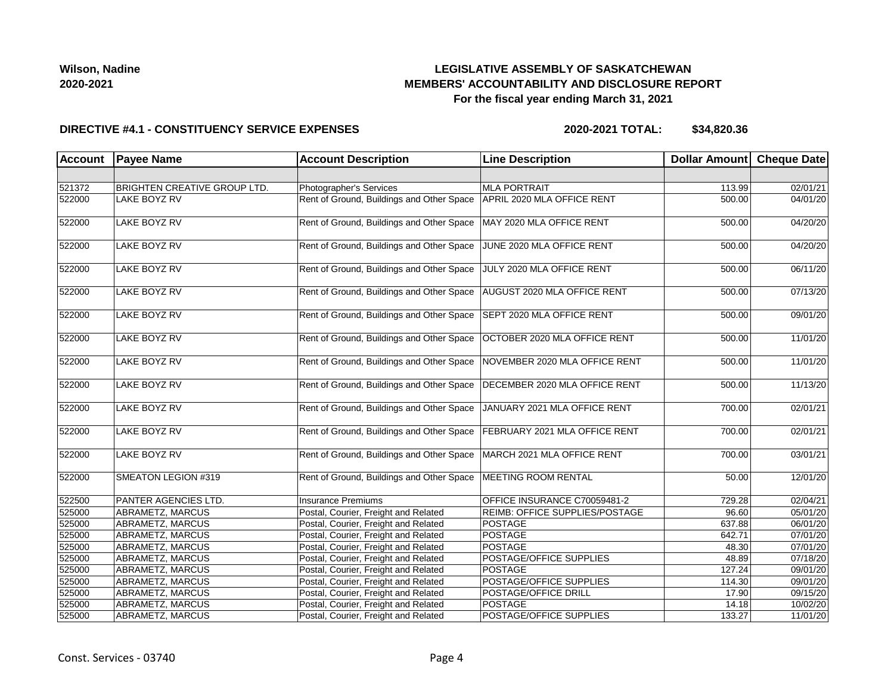**Wilson, Nadine**
**2020-2021**

**LEGISLATIVE ASSEMBLY OF SASKATCHEWAN**
**MEMBERS' ACCOUNTABILITY AND DISCLOSURE REPORT**
**For the fiscal year ending March 31, 2021**

**DIRECTIVE #4.1 - CONSTITUENCY SERVICE EXPENSES** **2020-2021 TOTAL: $34,820.36**

| Account | Payee Name | Account Description | Line Description | Dollar Amount | Cheque Date |
|---|---|---|---|---|---|
| | | | | | |
| 521372 | BRIGHTEN CREATIVE GROUP LTD. | Photographer's Services | MLA PORTRAIT | 113.99 | 02/01/21 |
| 522000 | LAKE BOYZ RV | Rent of Ground, Buildings and Other Space | APRIL 2020 MLA OFFICE RENT | 500.00 | 04/01/20 |
| 522000 | LAKE BOYZ RV | Rent of Ground, Buildings and Other Space | MAY 2020 MLA OFFICE RENT | 500.00 | 04/20/20 |
| 522000 | LAKE BOYZ RV | Rent of Ground, Buildings and Other Space | JUNE 2020 MLA OFFICE RENT | 500.00 | 04/20/20 |
| 522000 | LAKE BOYZ RV | Rent of Ground, Buildings and Other Space | JULY 2020 MLA OFFICE RENT | 500.00 | 06/11/20 |
| 522000 | LAKE BOYZ RV | Rent of Ground, Buildings and Other Space | AUGUST 2020 MLA OFFICE RENT | 500.00 | 07/13/20 |
| 522000 | LAKE BOYZ RV | Rent of Ground, Buildings and Other Space | SEPT 2020 MLA OFFICE RENT | 500.00 | 09/01/20 |
| 522000 | LAKE BOYZ RV | Rent of Ground, Buildings and Other Space | OCTOBER 2020 MLA OFFICE RENT | 500.00 | 11/01/20 |
| 522000 | LAKE BOYZ RV | Rent of Ground, Buildings and Other Space | NOVEMBER 2020 MLA OFFICE RENT | 500.00 | 11/01/20 |
| 522000 | LAKE BOYZ RV | Rent of Ground, Buildings and Other Space | DECEMBER 2020 MLA OFFICE RENT | 500.00 | 11/13/20 |
| 522000 | LAKE BOYZ RV | Rent of Ground, Buildings and Other Space | JANUARY 2021 MLA OFFICE RENT | 700.00 | 02/01/21 |
| 522000 | LAKE BOYZ RV | Rent of Ground, Buildings and Other Space | FEBRUARY 2021 MLA OFFICE RENT | 700.00 | 02/01/21 |
| 522000 | LAKE BOYZ RV | Rent of Ground, Buildings and Other Space | MARCH 2021 MLA OFFICE RENT | 700.00 | 03/01/21 |
| 522000 | SMEATON LEGION #319 | Rent of Ground, Buildings and Other Space | MEETING ROOM RENTAL | 50.00 | 12/01/20 |
| 522500 | PANTER AGENCIES LTD. | Insurance Premiums | OFFICE INSURANCE C70059481-2 | 729.28 | 02/04/21 |
| 525000 | ABRAMETZ, MARCUS | Postal, Courier, Freight and Related | REIMB: OFFICE SUPPLIES/POSTAGE | 96.60 | 05/01/20 |
| 525000 | ABRAMETZ, MARCUS | Postal, Courier, Freight and Related | POSTAGE | 637.88 | 06/01/20 |
| 525000 | ABRAMETZ, MARCUS | Postal, Courier, Freight and Related | POSTAGE | 642.71 | 07/01/20 |
| 525000 | ABRAMETZ, MARCUS | Postal, Courier, Freight and Related | POSTAGE | 48.30 | 07/01/20 |
| 525000 | ABRAMETZ, MARCUS | Postal, Courier, Freight and Related | POSTAGE/OFFICE SUPPLIES | 48.89 | 07/18/20 |
| 525000 | ABRAMETZ, MARCUS | Postal, Courier, Freight and Related | POSTAGE | 127.24 | 09/01/20 |
| 525000 | ABRAMETZ, MARCUS | Postal, Courier, Freight and Related | POSTAGE/OFFICE SUPPLIES | 114.30 | 09/01/20 |
| 525000 | ABRAMETZ, MARCUS | Postal, Courier, Freight and Related | POSTAGE/OFFICE DRILL | 17.90 | 09/15/20 |
| 525000 | ABRAMETZ, MARCUS | Postal, Courier, Freight and Related | POSTAGE | 14.18 | 10/02/20 |
| 525000 | ABRAMETZ, MARCUS | Postal, Courier, Freight and Related | POSTAGE/OFFICE SUPPLIES | 133.27 | 11/01/20 |

Const. Services - 03740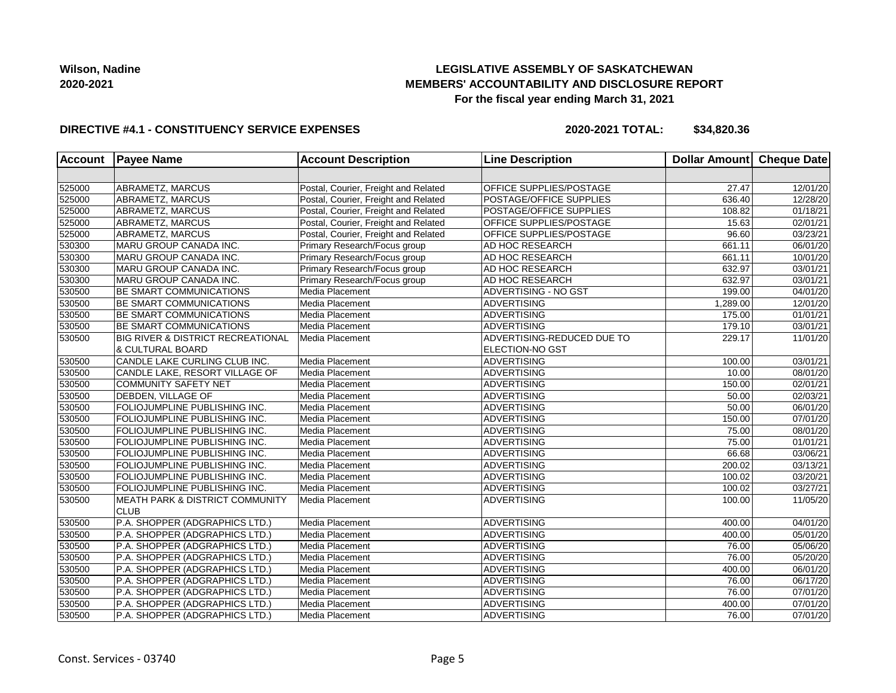**Wilson, Nadine**
**2020-2021**

# LEGISLATIVE ASSEMBLY OF SASKATCHEWAN
## MEMBERS' ACCOUNTABILITY AND DISCLOSURE REPORT
### For the fiscal year ending March 31, 2021

**DIRECTIVE #4.1 - CONSTITUENCY SERVICE EXPENSES** **2020-2021 TOTAL: $34,820.36**

| Account | Payee Name | Account Description | Line Description | Dollar Amount | Cheque Date |
|---|---|---|---|---|---|
| | | | | | |
| 525000 | ABRAMETZ, MARCUS | Postal, Courier, Freight and Related | OFFICE SUPPLIES/POSTAGE | 27.47 | 12/01/20 |
| 525000 | ABRAMETZ, MARCUS | Postal, Courier, Freight and Related | POSTAGE/OFFICE SUPPLIES | 636.40 | 12/28/20 |
| 525000 | ABRAMETZ, MARCUS | Postal, Courier, Freight and Related | POSTAGE/OFFICE SUPPLIES | 108.82 | 01/18/21 |
| 525000 | ABRAMETZ, MARCUS | Postal, Courier, Freight and Related | OFFICE SUPPLIES/POSTAGE | 15.63 | 02/01/21 |
| 525000 | ABRAMETZ, MARCUS | Postal, Courier, Freight and Related | OFFICE SUPPLIES/POSTAGE | 96.60 | 03/23/21 |
| 530300 | MARU GROUP CANADA INC. | Primary Research/Focus group | AD HOC RESEARCH | 661.11 | 06/01/20 |
| 530300 | MARU GROUP CANADA INC. | Primary Research/Focus group | AD HOC RESEARCH | 661.11 | 10/01/20 |
| 530300 | MARU GROUP CANADA INC. | Primary Research/Focus group | AD HOC RESEARCH | 632.97 | 03/01/21 |
| 530300 | MARU GROUP CANADA INC. | Primary Research/Focus group | AD HOC RESEARCH | 632.97 | 03/01/21 |
| 530500 | BE SMART COMMUNICATIONS | Media Placement | ADVERTISING - NO GST | 199.00 | 04/01/20 |
| 530500 | BE SMART COMMUNICATIONS | Media Placement | ADVERTISING | 1,289.00 | 12/01/20 |
| 530500 | BE SMART COMMUNICATIONS | Media Placement | ADVERTISING | 175.00 | 01/01/21 |
| 530500 | BE SMART COMMUNICATIONS | Media Placement | ADVERTISING | 179.10 | 03/01/21 |
| 530500 | BIG RIVER & DISTRICT RECREATIONAL & CULTURAL BOARD | Media Placement | ADVERTISING-REDUCED DUE TO ELECTION-NO GST | 229.17 | 11/01/20 |
| 530500 | CANDLE LAKE CURLING CLUB INC. | Media Placement | ADVERTISING | 100.00 | 03/01/21 |
| 530500 | CANDLE LAKE, RESORT VILLAGE OF | Media Placement | ADVERTISING | 10.00 | 08/01/20 |
| 530500 | COMMUNITY SAFETY NET | Media Placement | ADVERTISING | 150.00 | 02/01/21 |
| 530500 | DEBDEN, VILLAGE OF | Media Placement | ADVERTISING | 50.00 | 02/03/21 |
| 530500 | FOLIOJUMPLINE PUBLISHING INC. | Media Placement | ADVERTISING | 50.00 | 06/01/20 |
| 530500 | FOLIOJUMPLINE PUBLISHING INC. | Media Placement | ADVERTISING | 150.00 | 07/01/20 |
| 530500 | FOLIOJUMPLINE PUBLISHING INC. | Media Placement | ADVERTISING | 75.00 | 08/01/20 |
| 530500 | FOLIOJUMPLINE PUBLISHING INC. | Media Placement | ADVERTISING | 75.00 | 01/01/21 |
| 530500 | FOLIOJUMPLINE PUBLISHING INC. | Media Placement | ADVERTISING | 66.68 | 03/06/21 |
| 530500 | FOLIOJUMPLINE PUBLISHING INC. | Media Placement | ADVERTISING | 200.02 | 03/13/21 |
| 530500 | FOLIOJUMPLINE PUBLISHING INC. | Media Placement | ADVERTISING | 100.02 | 03/20/21 |
| 530500 | FOLIOJUMPLINE PUBLISHING INC. | Media Placement | ADVERTISING | 100.02 | 03/27/21 |
| 530500 | MEATH PARK & DISTRICT COMMUNITY CLUB | Media Placement | ADVERTISING | 100.00 | 11/05/20 |
| 530500 | P.A. SHOPPER (ADGRAPHICS LTD.) | Media Placement | ADVERTISING | 400.00 | 04/01/20 |
| 530500 | P.A. SHOPPER (ADGRAPHICS LTD.) | Media Placement | ADVERTISING | 400.00 | 05/01/20 |
| 530500 | P.A. SHOPPER (ADGRAPHICS LTD.) | Media Placement | ADVERTISING | 76.00 | 05/06/20 |
| 530500 | P.A. SHOPPER (ADGRAPHICS LTD.) | Media Placement | ADVERTISING | 76.00 | 05/20/20 |
| 530500 | P.A. SHOPPER (ADGRAPHICS LTD.) | Media Placement | ADVERTISING | 400.00 | 06/01/20 |
| 530500 | P.A. SHOPPER (ADGRAPHICS LTD.) | Media Placement | ADVERTISING | 76.00 | 06/17/20 |
| 530500 | P.A. SHOPPER (ADGRAPHICS LTD.) | Media Placement | ADVERTISING | 76.00 | 07/01/20 |
| 530500 | P.A. SHOPPER (ADGRAPHICS LTD.) | Media Placement | ADVERTISING | 400.00 | 07/01/20 |
| 530500 | P.A. SHOPPER (ADGRAPHICS LTD.) | Media Placement | ADVERTISING | 76.00 | 07/01/20 |

Const. Services - 03740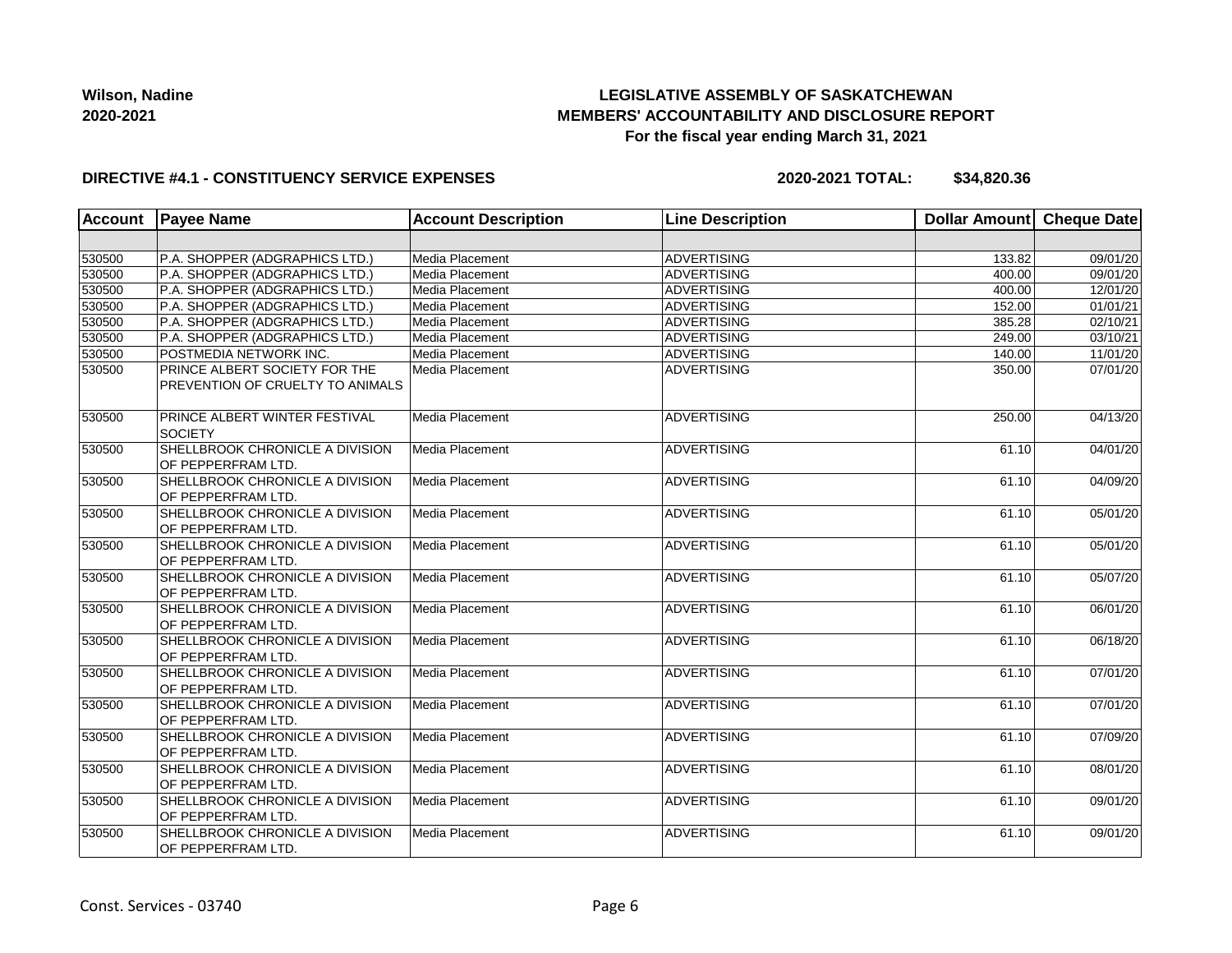**Wilson, Nadine**
**2020-2021**

**LEGISLATIVE ASSEMBLY OF SASKATCHEWAN**
**MEMBERS' ACCOUNTABILITY AND DISCLOSURE REPORT**
**For the fiscal year ending March 31, 2021**

**DIRECTIVE #4.1 - CONSTITUENCY SERVICE EXPENSES**

**2020-2021 TOTAL: $34,820.36**

| Account | Payee Name | Account Description | Line Description | Dollar Amount | Cheque Date |
|---|---|---|---|---|---|
| | | | | | |
| 530500 | P.A. SHOPPER (ADGRAPHICS LTD.) | Media Placement | ADVERTISING | 133.82 | 09/01/20 |
| 530500 | P.A. SHOPPER (ADGRAPHICS LTD.) | Media Placement | ADVERTISING | 400.00 | 09/01/20 |
| 530500 | P.A. SHOPPER (ADGRAPHICS LTD.) | Media Placement | ADVERTISING | 400.00 | 12/01/20 |
| 530500 | P.A. SHOPPER (ADGRAPHICS LTD.) | Media Placement | ADVERTISING | 152.00 | 01/01/21 |
| 530500 | P.A. SHOPPER (ADGRAPHICS LTD.) | Media Placement | ADVERTISING | 385.28 | 02/10/21 |
| 530500 | P.A. SHOPPER (ADGRAPHICS LTD.) | Media Placement | ADVERTISING | 249.00 | 03/10/21 |
| 530500 | POSTMEDIA NETWORK INC. | Media Placement | ADVERTISING | 140.00 | 11/01/20 |
| 530500 | PRINCE ALBERT SOCIETY FOR THE PREVENTION OF CRUELTY TO ANIMALS | Media Placement | ADVERTISING | 350.00 | 07/01/20 |
| 530500 | PRINCE ALBERT WINTER FESTIVAL SOCIETY | Media Placement | ADVERTISING | 250.00 | 04/13/20 |
| 530500 | SHELLBROOK CHRONICLE A DIVISION OF PEPPERFRAM LTD. | Media Placement | ADVERTISING | 61.10 | 04/01/20 |
| 530500 | SHELLBROOK CHRONICLE A DIVISION OF PEPPERFRAM LTD. | Media Placement | ADVERTISING | 61.10 | 04/09/20 |
| 530500 | SHELLBROOK CHRONICLE A DIVISION OF PEPPERFRAM LTD. | Media Placement | ADVERTISING | 61.10 | 05/01/20 |
| 530500 | SHELLBROOK CHRONICLE A DIVISION OF PEPPERFRAM LTD. | Media Placement | ADVERTISING | 61.10 | 05/01/20 |
| 530500 | SHELLBROOK CHRONICLE A DIVISION OF PEPPERFRAM LTD. | Media Placement | ADVERTISING | 61.10 | 05/07/20 |
| 530500 | SHELLBROOK CHRONICLE A DIVISION OF PEPPERFRAM LTD. | Media Placement | ADVERTISING | 61.10 | 06/01/20 |
| 530500 | SHELLBROOK CHRONICLE A DIVISION OF PEPPERFRAM LTD. | Media Placement | ADVERTISING | 61.10 | 06/18/20 |
| 530500 | SHELLBROOK CHRONICLE A DIVISION OF PEPPERFRAM LTD. | Media Placement | ADVERTISING | 61.10 | 07/01/20 |
| 530500 | SHELLBROOK CHRONICLE A DIVISION OF PEPPERFRAM LTD. | Media Placement | ADVERTISING | 61.10 | 07/01/20 |
| 530500 | SHELLBROOK CHRONICLE A DIVISION OF PEPPERFRAM LTD. | Media Placement | ADVERTISING | 61.10 | 07/09/20 |
| 530500 | SHELLBROOK CHRONICLE A DIVISION OF PEPPERFRAM LTD. | Media Placement | ADVERTISING | 61.10 | 08/01/20 |
| 530500 | SHELLBROOK CHRONICLE A DIVISION OF PEPPERFRAM LTD. | Media Placement | ADVERTISING | 61.10 | 09/01/20 |
| 530500 | SHELLBROOK CHRONICLE A DIVISION OF PEPPERFRAM LTD. | Media Placement | ADVERTISING | 61.10 | 09/01/20 |

Const. Services - 03740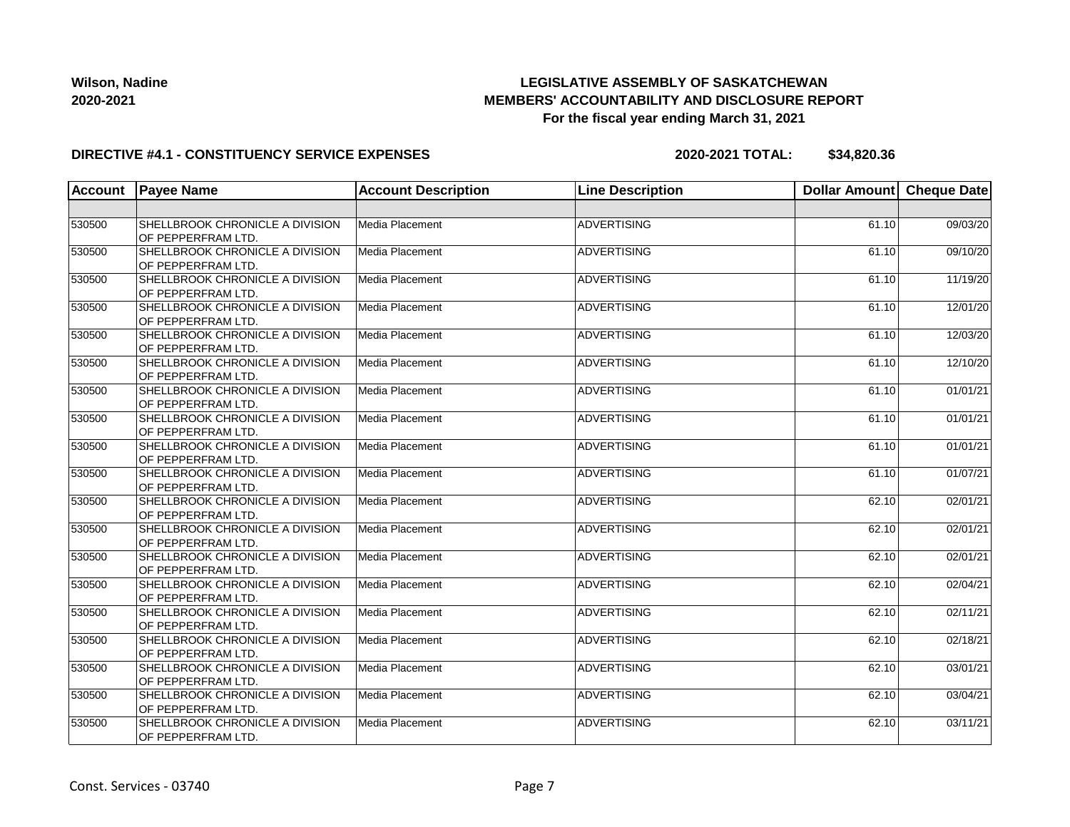**Wilson, Nadine**
**2020-2021**

**LEGISLATIVE ASSEMBLY OF SASKATCHEWAN**
**MEMBERS' ACCOUNTABILITY AND DISCLOSURE REPORT**
**For the fiscal year ending March 31, 2021**

**DIRECTIVE #4.1 - CONSTITUENCY SERVICE EXPENSES** **2020-2021 TOTAL: $34,820.36**

| Account | Payee Name | Account Description | Line Description | Dollar Amount | Cheque Date |
|---|---|---|---|---|---|
| | | | | | |
| 530500 | SHELLBROOK CHRONICLE A DIVISION OF PEPPERFRAM LTD. | Media Placement | ADVERTISING | 61.10 | 09/03/20 |
| 530500 | SHELLBROOK CHRONICLE A DIVISION OF PEPPERFRAM LTD. | Media Placement | ADVERTISING | 61.10 | 09/10/20 |
| 530500 | SHELLBROOK CHRONICLE A DIVISION OF PEPPERFRAM LTD. | Media Placement | ADVERTISING | 61.10 | 11/19/20 |
| 530500 | SHELLBROOK CHRONICLE A DIVISION OF PEPPERFRAM LTD. | Media Placement | ADVERTISING | 61.10 | 12/01/20 |
| 530500 | SHELLBROOK CHRONICLE A DIVISION OF PEPPERFRAM LTD. | Media Placement | ADVERTISING | 61.10 | 12/03/20 |
| 530500 | SHELLBROOK CHRONICLE A DIVISION OF PEPPERFRAM LTD. | Media Placement | ADVERTISING | 61.10 | 12/10/20 |
| 530500 | SHELLBROOK CHRONICLE A DIVISION OF PEPPERFRAM LTD. | Media Placement | ADVERTISING | 61.10 | 01/01/21 |
| 530500 | SHELLBROOK CHRONICLE A DIVISION OF PEPPERFRAM LTD. | Media Placement | ADVERTISING | 61.10 | 01/01/21 |
| 530500 | SHELLBROOK CHRONICLE A DIVISION OF PEPPERFRAM LTD. | Media Placement | ADVERTISING | 61.10 | 01/01/21 |
| 530500 | SHELLBROOK CHRONICLE A DIVISION OF PEPPERFRAM LTD. | Media Placement | ADVERTISING | 61.10 | 01/07/21 |
| 530500 | SHELLBROOK CHRONICLE A DIVISION OF PEPPERFRAM LTD. | Media Placement | ADVERTISING | 62.10 | 02/01/21 |
| 530500 | SHELLBROOK CHRONICLE A DIVISION OF PEPPERFRAM LTD. | Media Placement | ADVERTISING | 62.10 | 02/01/21 |
| 530500 | SHELLBROOK CHRONICLE A DIVISION OF PEPPERFRAM LTD. | Media Placement | ADVERTISING | 62.10 | 02/01/21 |
| 530500 | SHELLBROOK CHRONICLE A DIVISION OF PEPPERFRAM LTD. | Media Placement | ADVERTISING | 62.10 | 02/04/21 |
| 530500 | SHELLBROOK CHRONICLE A DIVISION OF PEPPERFRAM LTD. | Media Placement | ADVERTISING | 62.10 | 02/11/21 |
| 530500 | SHELLBROOK CHRONICLE A DIVISION OF PEPPERFRAM LTD. | Media Placement | ADVERTISING | 62.10 | 02/18/21 |
| 530500 | SHELLBROOK CHRONICLE A DIVISION OF PEPPERFRAM LTD. | Media Placement | ADVERTISING | 62.10 | 03/01/21 |
| 530500 | SHELLBROOK CHRONICLE A DIVISION OF PEPPERFRAM LTD. | Media Placement | ADVERTISING | 62.10 | 03/04/21 |
| 530500 | SHELLBROOK CHRONICLE A DIVISION OF PEPPERFRAM LTD. | Media Placement | ADVERTISING | 62.10 | 03/11/21 |

Const. Services - 03740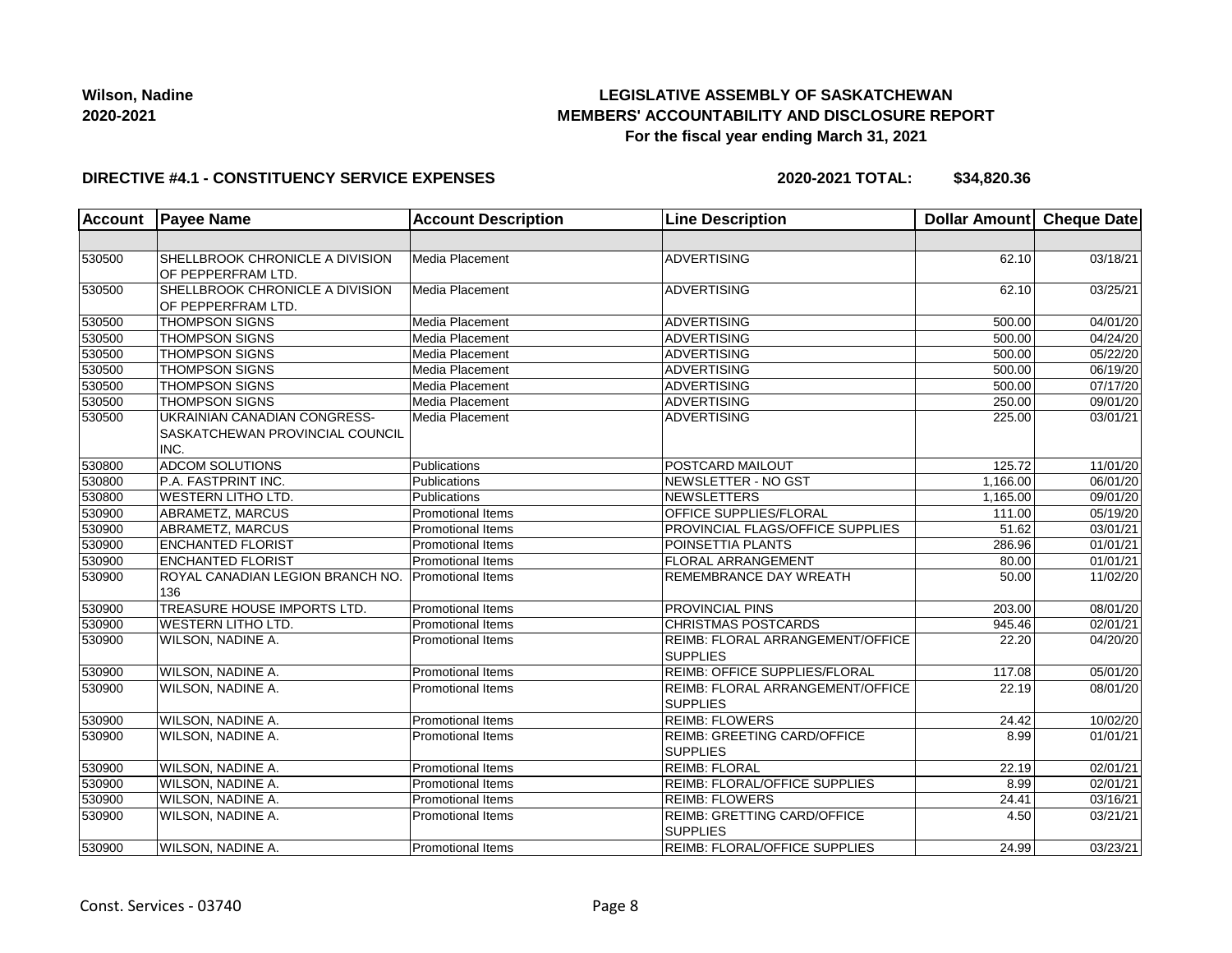**Wilson, Nadine**
**2020-2021**

**LEGISLATIVE ASSEMBLY OF SASKATCHEWAN**
**MEMBERS' ACCOUNTABILITY AND DISCLOSURE REPORT**
**For the fiscal year ending March 31, 2021**

**DIRECTIVE #4.1 - CONSTITUENCY SERVICE EXPENSES** **2020-2021 TOTAL: $34,820.36**

| Account | Payee Name | Account Description | Line Description | Dollar Amount | Cheque Date |
|---|---|---|---|---|---|
| | | | | | |
| 530500 | SHELLBROOK CHRONICLE A DIVISION OF PEPPERFRAM LTD. | Media Placement | ADVERTISING | 62.10 | 03/18/21 |
| 530500 | SHELLBROOK CHRONICLE A DIVISION OF PEPPERFRAM LTD. | Media Placement | ADVERTISING | 62.10 | 03/25/21 |
| 530500 | THOMPSON SIGNS | Media Placement | ADVERTISING | 500.00 | 04/01/20 |
| 530500 | THOMPSON SIGNS | Media Placement | ADVERTISING | 500.00 | 04/24/20 |
| 530500 | THOMPSON SIGNS | Media Placement | ADVERTISING | 500.00 | 05/22/20 |
| 530500 | THOMPSON SIGNS | Media Placement | ADVERTISING | 500.00 | 06/19/20 |
| 530500 | THOMPSON SIGNS | Media Placement | ADVERTISING | 500.00 | 07/17/20 |
| 530500 | THOMPSON SIGNS | Media Placement | ADVERTISING | 250.00 | 09/01/20 |
| 530500 | UKRAINIAN CANADIAN CONGRESS-SASKATCHEWAN PROVINCIAL COUNCIL INC. | Media Placement | ADVERTISING | 225.00 | 03/01/21 |
| 530800 | ADCOM SOLUTIONS | Publications | POSTCARD MAILOUT | 125.72 | 11/01/20 |
| 530800 | P.A. FASTPRINT INC. | Publications | NEWSLETTER - NO GST | 1,166.00 | 06/01/20 |
| 530800 | WESTERN LITHO LTD. | Publications | NEWSLETTERS | 1,165.00 | 09/01/20 |
| 530900 | ABRAMETZ, MARCUS | Promotional Items | OFFICE SUPPLIES/FLORAL | 111.00 | 05/19/20 |
| 530900 | ABRAMETZ, MARCUS | Promotional Items | PROVINCIAL FLAGS/OFFICE SUPPLIES | 51.62 | 03/01/21 |
| 530900 | ENCHANTED FLORIST | Promotional Items | POINSETTIA PLANTS | 286.96 | 01/01/21 |
| 530900 | ENCHANTED FLORIST | Promotional Items | FLORAL ARRANGEMENT | 80.00 | 01/01/21 |
| 530900 | ROYAL CANADIAN LEGION BRANCH NO. 136 | Promotional Items | REMEMBRANCE DAY WREATH | 50.00 | 11/02/20 |
| 530900 | TREASURE HOUSE IMPORTS LTD. | Promotional Items | PROVINCIAL PINS | 203.00 | 08/01/20 |
| 530900 | WESTERN LITHO LTD. | Promotional Items | CHRISTMAS POSTCARDS | 945.46 | 02/01/21 |
| 530900 | WILSON, NADINE A. | Promotional Items | REIMB: FLORAL ARRANGEMENT/OFFICE SUPPLIES | 22.20 | 04/20/20 |
| 530900 | WILSON, NADINE A. | Promotional Items | REIMB: OFFICE SUPPLIES/FLORAL | 117.08 | 05/01/20 |
| 530900 | WILSON, NADINE A. | Promotional Items | REIMB: FLORAL ARRANGEMENT/OFFICE SUPPLIES | 22.19 | 08/01/20 |
| 530900 | WILSON, NADINE A. | Promotional Items | REIMB: FLOWERS | 24.42 | 10/02/20 |
| 530900 | WILSON, NADINE A. | Promotional Items | REIMB: GREETING CARD/OFFICE SUPPLIES | 8.99 | 01/01/21 |
| 530900 | WILSON, NADINE A. | Promotional Items | REIMB: FLORAL | 22.19 | 02/01/21 |
| 530900 | WILSON, NADINE A. | Promotional Items | REIMB: FLORAL/OFFICE SUPPLIES | 8.99 | 02/01/21 |
| 530900 | WILSON, NADINE A. | Promotional Items | REIMB: FLOWERS | 24.41 | 03/16/21 |
| 530900 | WILSON, NADINE A. | Promotional Items | REIMB: GRETTING CARD/OFFICE SUPPLIES | 4.50 | 03/21/21 |
| 530900 | WILSON, NADINE A. | Promotional Items | REIMB: FLORAL/OFFICE SUPPLIES | 24.99 | 03/23/21 |

Const. Services - 03740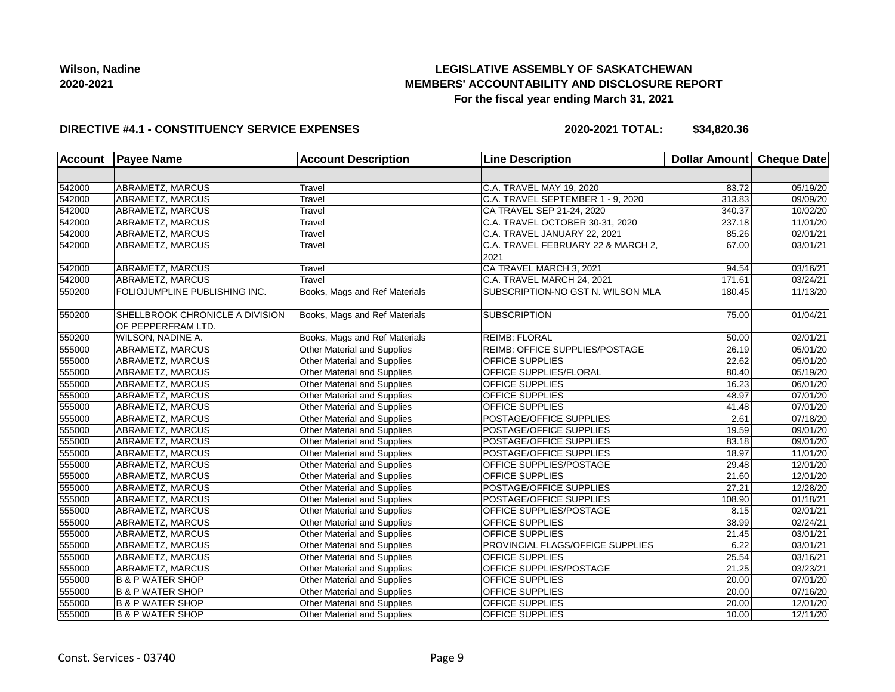**Wilson, Nadine**
**2020-2021**

## LEGISLATIVE ASSEMBLY OF SASKATCHEWAN
## MEMBERS' ACCOUNTABILITY AND DISCLOSURE REPORT
### For the fiscal year ending March 31, 2021

**DIRECTIVE #4.1 - CONSTITUENCY SERVICE EXPENSES** **2020-2021 TOTAL: $34,820.36**

| Account | Payee Name | Account Description | Line Description | Dollar Amount | Cheque Date |
|---|---|---|---|---|---|
| | | | | | |
| 542000 | ABRAMETZ, MARCUS | Travel | C.A. TRAVEL MAY 19, 2020 | 83.72 | 05/19/20 |
| 542000 | ABRAMETZ, MARCUS | Travel | C.A. TRAVEL SEPTEMBER 1 - 9, 2020 | 313.83 | 09/09/20 |
| 542000 | ABRAMETZ, MARCUS | Travel | CA TRAVEL SEP 21-24, 2020 | 340.37 | 10/02/20 |
| 542000 | ABRAMETZ, MARCUS | Travel | C.A. TRAVEL OCTOBER 30-31, 2020 | 237.18 | 11/01/20 |
| 542000 | ABRAMETZ, MARCUS | Travel | C.A. TRAVEL JANUARY 22, 2021 | 85.26 | 02/01/21 |
| 542000 | ABRAMETZ, MARCUS | Travel | C.A. TRAVEL FEBRUARY 22 & MARCH 2, 2021 | 67.00 | 03/01/21 |
| 542000 | ABRAMETZ, MARCUS | Travel | CA TRAVEL MARCH 3, 2021 | 94.54 | 03/16/21 |
| 542000 | ABRAMETZ, MARCUS | Travel | C.A. TRAVEL MARCH 24, 2021 | 171.61 | 03/24/21 |
| 550200 | FOLIOJUMPLINE PUBLISHING INC. | Books, Mags and Ref Materials | SUBSCRIPTION-NO GST N. WILSON MLA | 180.45 | 11/13/20 |
| 550200 | SHELLBROOK CHRONICLE A DIVISION OF PEPPERFRAM LTD. | Books, Mags and Ref Materials | SUBSCRIPTION | 75.00 | 01/04/21 |
| 550200 | WILSON, NADINE A. | Books, Mags and Ref Materials | REIMB: FLORAL | 50.00 | 02/01/21 |
| 555000 | ABRAMETZ, MARCUS | Other Material and Supplies | REIMB: OFFICE SUPPLIES/POSTAGE | 26.19 | 05/01/20 |
| 555000 | ABRAMETZ, MARCUS | Other Material and Supplies | OFFICE SUPPLIES | 22.62 | 05/01/20 |
| 555000 | ABRAMETZ, MARCUS | Other Material and Supplies | OFFICE SUPPLIES/FLORAL | 80.40 | 05/19/20 |
| 555000 | ABRAMETZ, MARCUS | Other Material and Supplies | OFFICE SUPPLIES | 16.23 | 06/01/20 |
| 555000 | ABRAMETZ, MARCUS | Other Material and Supplies | OFFICE SUPPLIES | 48.97 | 07/01/20 |
| 555000 | ABRAMETZ, MARCUS | Other Material and Supplies | OFFICE SUPPLIES | 41.48 | 07/01/20 |
| 555000 | ABRAMETZ, MARCUS | Other Material and Supplies | POSTAGE/OFFICE SUPPLIES | 2.61 | 07/18/20 |
| 555000 | ABRAMETZ, MARCUS | Other Material and Supplies | POSTAGE/OFFICE SUPPLIES | 19.59 | 09/01/20 |
| 555000 | ABRAMETZ, MARCUS | Other Material and Supplies | POSTAGE/OFFICE SUPPLIES | 83.18 | 09/01/20 |
| 555000 | ABRAMETZ, MARCUS | Other Material and Supplies | POSTAGE/OFFICE SUPPLIES | 18.97 | 11/01/20 |
| 555000 | ABRAMETZ, MARCUS | Other Material and Supplies | OFFICE SUPPLIES/POSTAGE | 29.48 | 12/01/20 |
| 555000 | ABRAMETZ, MARCUS | Other Material and Supplies | OFFICE SUPPLIES | 21.60 | 12/01/20 |
| 555000 | ABRAMETZ, MARCUS | Other Material and Supplies | POSTAGE/OFFICE SUPPLIES | 27.21 | 12/28/20 |
| 555000 | ABRAMETZ, MARCUS | Other Material and Supplies | POSTAGE/OFFICE SUPPLIES | 108.90 | 01/18/21 |
| 555000 | ABRAMETZ, MARCUS | Other Material and Supplies | OFFICE SUPPLIES/POSTAGE | 8.15 | 02/01/21 |
| 555000 | ABRAMETZ, MARCUS | Other Material and Supplies | OFFICE SUPPLIES | 38.99 | 02/24/21 |
| 555000 | ABRAMETZ, MARCUS | Other Material and Supplies | OFFICE SUPPLIES | 21.45 | 03/01/21 |
| 555000 | ABRAMETZ, MARCUS | Other Material and Supplies | PROVINCIAL FLAGS/OFFICE SUPPLIES | 6.22 | 03/01/21 |
| 555000 | ABRAMETZ, MARCUS | Other Material and Supplies | OFFICE SUPPLIES | 25.54 | 03/16/21 |
| 555000 | ABRAMETZ, MARCUS | Other Material and Supplies | OFFICE SUPPLIES/POSTAGE | 21.25 | 03/23/21 |
| 555000 | B & P WATER SHOP | Other Material and Supplies | OFFICE SUPPLIES | 20.00 | 07/01/20 |
| 555000 | B & P WATER SHOP | Other Material and Supplies | OFFICE SUPPLIES | 20.00 | 07/16/20 |
| 555000 | B & P WATER SHOP | Other Material and Supplies | OFFICE SUPPLIES | 20.00 | 12/01/20 |
| 555000 | B & P WATER SHOP | Other Material and Supplies | OFFICE SUPPLIES | 10.00 | 12/11/20 |

Const. Services - 03740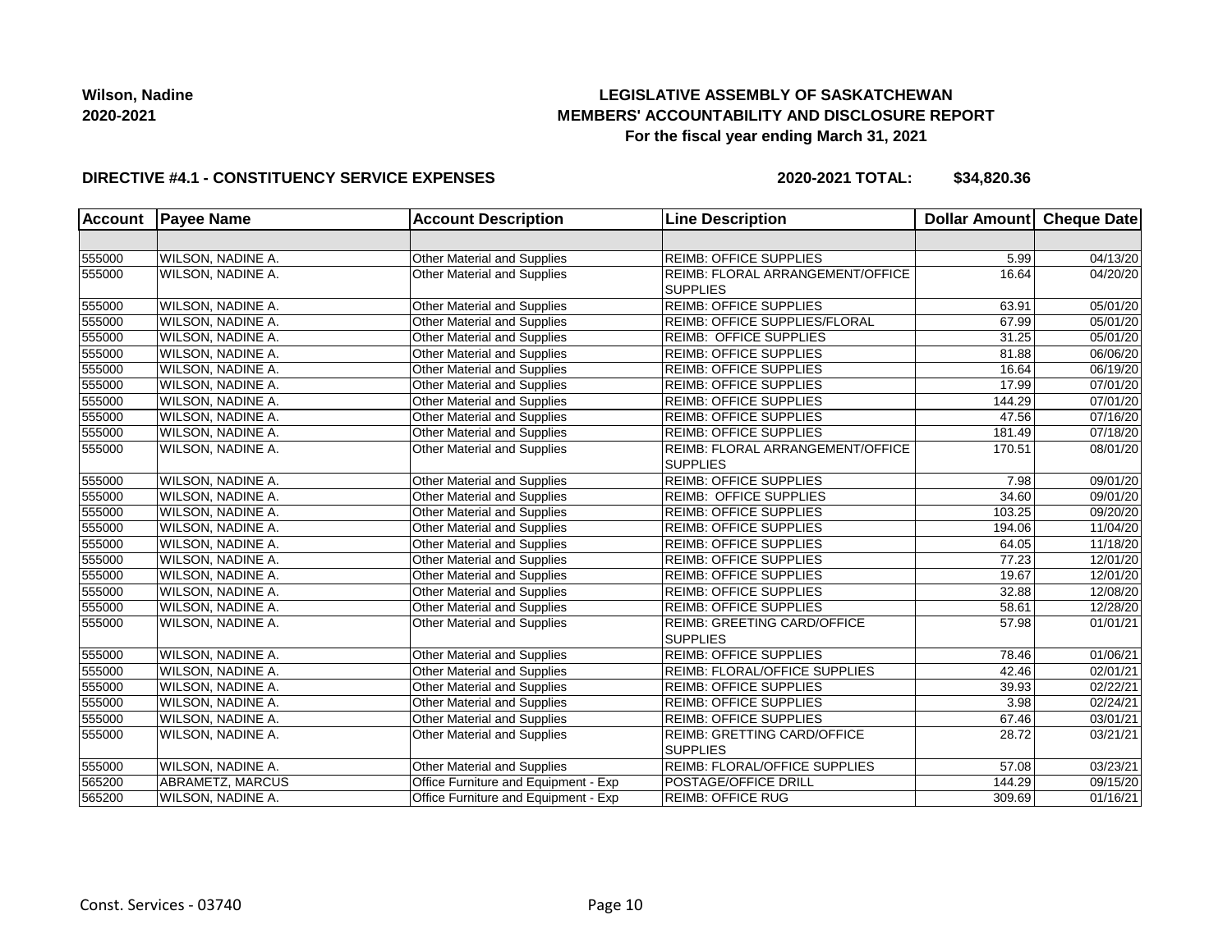**Wilson, Nadine**
**2020-2021**

# LEGISLATIVE ASSEMBLY OF SASKATCHEWAN
## MEMBERS' ACCOUNTABILITY AND DISCLOSURE REPORT
### For the fiscal year ending March 31, 2021

**DIRECTIVE #4.1 - CONSTITUENCY SERVICE EXPENSES** **2020-2021 TOTAL: $34,820.36**

| Account | Payee Name | Account Description | Line Description | Dollar Amount | Cheque Date |
|---|---|---|---|---|---|
| | | | | | |
| 555000 | WILSON, NADINE A. | Other Material and Supplies | REIMB: OFFICE SUPPLIES | 5.99 | 04/13/20 |
| 555000 | WILSON, NADINE A. | Other Material and Supplies | REIMB: FLORAL ARRANGEMENT/OFFICE SUPPLIES | 16.64 | 04/20/20 |
| 555000 | WILSON, NADINE A. | Other Material and Supplies | REIMB: OFFICE SUPPLIES | 63.91 | 05/01/20 |
| 555000 | WILSON, NADINE A. | Other Material and Supplies | REIMB: OFFICE SUPPLIES/FLORAL | 67.99 | 05/01/20 |
| 555000 | WILSON, NADINE A. | Other Material and Supplies | REIMB: OFFICE SUPPLIES | 31.25 | 05/01/20 |
| 555000 | WILSON, NADINE A. | Other Material and Supplies | REIMB: OFFICE SUPPLIES | 81.88 | 06/06/20 |
| 555000 | WILSON, NADINE A. | Other Material and Supplies | REIMB: OFFICE SUPPLIES | 16.64 | 06/19/20 |
| 555000 | WILSON, NADINE A. | Other Material and Supplies | REIMB: OFFICE SUPPLIES | 17.99 | 07/01/20 |
| 555000 | WILSON, NADINE A. | Other Material and Supplies | REIMB: OFFICE SUPPLIES | 144.29 | 07/01/20 |
| 555000 | WILSON, NADINE A. | Other Material and Supplies | REIMB: OFFICE SUPPLIES | 47.56 | 07/16/20 |
| 555000 | WILSON, NADINE A. | Other Material and Supplies | REIMB: OFFICE SUPPLIES | 181.49 | 07/18/20 |
| 555000 | WILSON, NADINE A. | Other Material and Supplies | REIMB: FLORAL ARRANGEMENT/OFFICE SUPPLIES | 170.51 | 08/01/20 |
| 555000 | WILSON, NADINE A. | Other Material and Supplies | REIMB: OFFICE SUPPLIES | 7.98 | 09/01/20 |
| 555000 | WILSON, NADINE A. | Other Material and Supplies | REIMB: OFFICE SUPPLIES | 34.60 | 09/01/20 |
| 555000 | WILSON, NADINE A. | Other Material and Supplies | REIMB: OFFICE SUPPLIES | 103.25 | 09/20/20 |
| 555000 | WILSON, NADINE A. | Other Material and Supplies | REIMB: OFFICE SUPPLIES | 194.06 | 11/04/20 |
| 555000 | WILSON, NADINE A. | Other Material and Supplies | REIMB: OFFICE SUPPLIES | 64.05 | 11/18/20 |
| 555000 | WILSON, NADINE A. | Other Material and Supplies | REIMB: OFFICE SUPPLIES | 77.23 | 12/01/20 |
| 555000 | WILSON, NADINE A. | Other Material and Supplies | REIMB: OFFICE SUPPLIES | 19.67 | 12/01/20 |
| 555000 | WILSON, NADINE A. | Other Material and Supplies | REIMB: OFFICE SUPPLIES | 32.88 | 12/08/20 |
| 555000 | WILSON, NADINE A. | Other Material and Supplies | REIMB: OFFICE SUPPLIES | 58.61 | 12/28/20 |
| 555000 | WILSON, NADINE A. | Other Material and Supplies | REIMB: GREETING CARD/OFFICE SUPPLIES | 57.98 | 01/01/21 |
| 555000 | WILSON, NADINE A. | Other Material and Supplies | REIMB: OFFICE SUPPLIES | 78.46 | 01/06/21 |
| 555000 | WILSON, NADINE A. | Other Material and Supplies | REIMB: FLORAL/OFFICE SUPPLIES | 42.46 | 02/01/21 |
| 555000 | WILSON, NADINE A. | Other Material and Supplies | REIMB: OFFICE SUPPLIES | 39.93 | 02/22/21 |
| 555000 | WILSON, NADINE A. | Other Material and Supplies | REIMB: OFFICE SUPPLIES | 3.98 | 02/24/21 |
| 555000 | WILSON, NADINE A. | Other Material and Supplies | REIMB: OFFICE SUPPLIES | 67.46 | 03/01/21 |
| 555000 | WILSON, NADINE A. | Other Material and Supplies | REIMB: GRETTING CARD/OFFICE SUPPLIES | 28.72 | 03/21/21 |
| 555000 | WILSON, NADINE A. | Other Material and Supplies | REIMB: FLORAL/OFFICE SUPPLIES | 57.08 | 03/23/21 |
| 565200 | ABRAMETZ, MARCUS | Office Furniture and Equipment - Exp | POSTAGE/OFFICE DRILL | 144.29 | 09/15/20 |
| 565200 | WILSON, NADINE A. | Office Furniture and Equipment - Exp | REIMB: OFFICE RUG | 309.69 | 01/16/21 |

Const. Services - 03740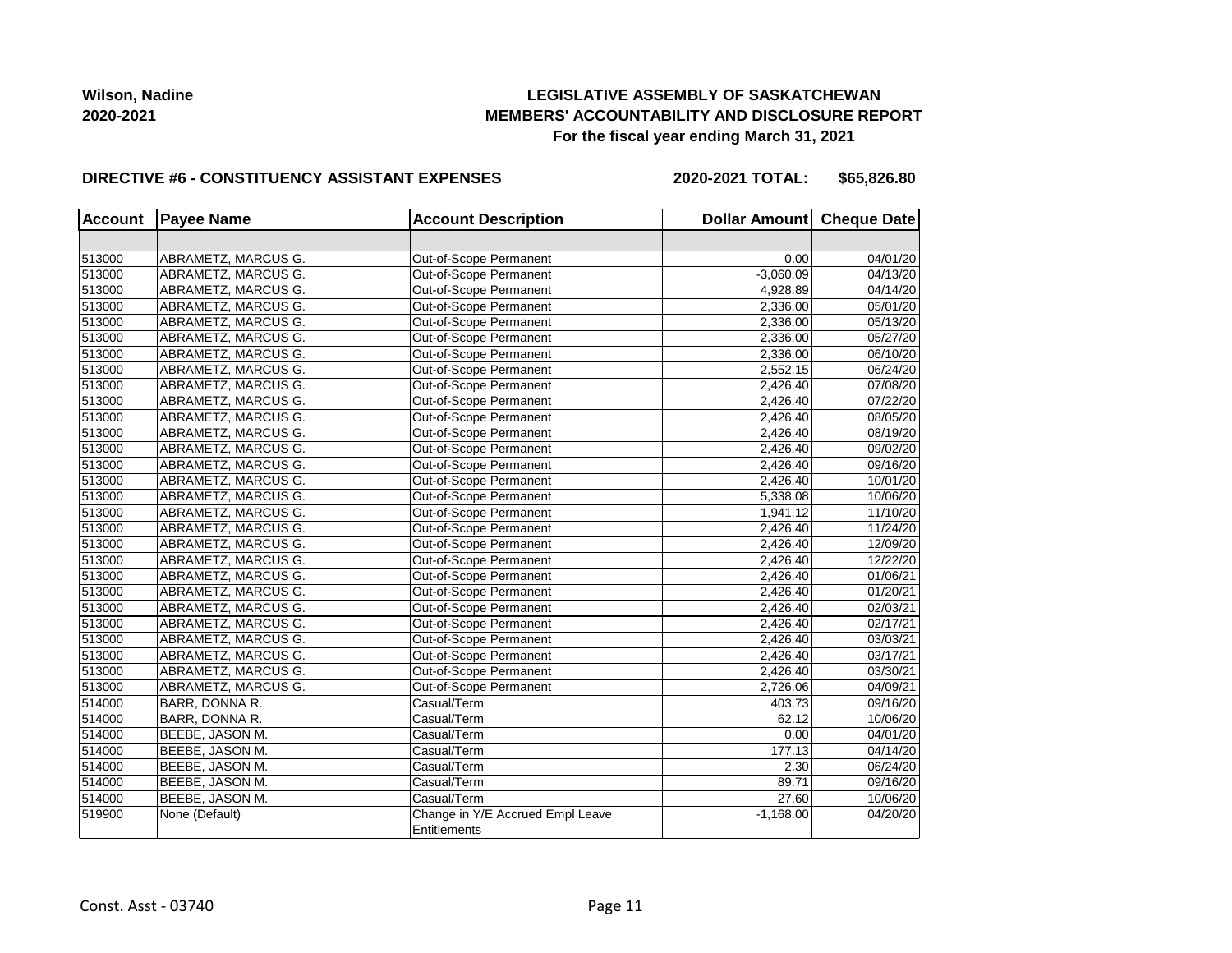**Wilson, Nadine**
**2020-2021**

## LEGISLATIVE ASSEMBLY OF SASKATCHEWAN
## MEMBERS' ACCOUNTABILITY AND DISCLOSURE REPORT
### For the fiscal year ending March 31, 2021

**DIRECTIVE #6 - CONSTITUENCY ASSISTANT EXPENSES** **2020-2021 TOTAL: $65,826.80**

| Account | Payee Name | Account Description | Dollar Amount | Cheque Date |
|---|---|---|---|---|
| | | | | |
| 513000 | ABRAMETZ, MARCUS G. | Out-of-Scope Permanent | 0.00 | 04/01/20 |
| 513000 | ABRAMETZ, MARCUS G. | Out-of-Scope Permanent | -3,060.09 | 04/13/20 |
| 513000 | ABRAMETZ, MARCUS G. | Out-of-Scope Permanent | 4,928.89 | 04/14/20 |
| 513000 | ABRAMETZ, MARCUS G. | Out-of-Scope Permanent | 2,336.00 | 05/01/20 |
| 513000 | ABRAMETZ, MARCUS G. | Out-of-Scope Permanent | 2,336.00 | 05/13/20 |
| 513000 | ABRAMETZ, MARCUS G. | Out-of-Scope Permanent | 2,336.00 | 05/27/20 |
| 513000 | ABRAMETZ, MARCUS G. | Out-of-Scope Permanent | 2,336.00 | 06/10/20 |
| 513000 | ABRAMETZ, MARCUS G. | Out-of-Scope Permanent | 2,552.15 | 06/24/20 |
| 513000 | ABRAMETZ, MARCUS G. | Out-of-Scope Permanent | 2,426.40 | 07/08/20 |
| 513000 | ABRAMETZ, MARCUS G. | Out-of-Scope Permanent | 2,426.40 | 07/22/20 |
| 513000 | ABRAMETZ, MARCUS G. | Out-of-Scope Permanent | 2,426.40 | 08/05/20 |
| 513000 | ABRAMETZ, MARCUS G. | Out-of-Scope Permanent | 2,426.40 | 08/19/20 |
| 513000 | ABRAMETZ, MARCUS G. | Out-of-Scope Permanent | 2,426.40 | 09/02/20 |
| 513000 | ABRAMETZ, MARCUS G. | Out-of-Scope Permanent | 2,426.40 | 09/16/20 |
| 513000 | ABRAMETZ, MARCUS G. | Out-of-Scope Permanent | 2,426.40 | 10/01/20 |
| 513000 | ABRAMETZ, MARCUS G. | Out-of-Scope Permanent | 5,338.08 | 10/06/20 |
| 513000 | ABRAMETZ, MARCUS G. | Out-of-Scope Permanent | 1,941.12 | 11/10/20 |
| 513000 | ABRAMETZ, MARCUS G. | Out-of-Scope Permanent | 2,426.40 | 11/24/20 |
| 513000 | ABRAMETZ, MARCUS G. | Out-of-Scope Permanent | 2,426.40 | 12/09/20 |
| 513000 | ABRAMETZ, MARCUS G. | Out-of-Scope Permanent | 2,426.40 | 12/22/20 |
| 513000 | ABRAMETZ, MARCUS G. | Out-of-Scope Permanent | 2,426.40 | 01/06/21 |
| 513000 | ABRAMETZ, MARCUS G. | Out-of-Scope Permanent | 2,426.40 | 01/20/21 |
| 513000 | ABRAMETZ, MARCUS G. | Out-of-Scope Permanent | 2,426.40 | 02/03/21 |
| 513000 | ABRAMETZ, MARCUS G. | Out-of-Scope Permanent | 2,426.40 | 02/17/21 |
| 513000 | ABRAMETZ, MARCUS G. | Out-of-Scope Permanent | 2,426.40 | 03/03/21 |
| 513000 | ABRAMETZ, MARCUS G. | Out-of-Scope Permanent | 2,426.40 | 03/17/21 |
| 513000 | ABRAMETZ, MARCUS G. | Out-of-Scope Permanent | 2,426.40 | 03/30/21 |
| 513000 | ABRAMETZ, MARCUS G. | Out-of-Scope Permanent | 2,726.06 | 04/09/21 |
| 514000 | BARR, DONNA R. | Casual/Term | 403.73 | 09/16/20 |
| 514000 | BARR, DONNA R. | Casual/Term | 62.12 | 10/06/20 |
| 514000 | BEEBE, JASON M. | Casual/Term | 0.00 | 04/01/20 |
| 514000 | BEEBE, JASON M. | Casual/Term | 177.13 | 04/14/20 |
| 514000 | BEEBE, JASON M. | Casual/Term | 2.30 | 06/24/20 |
| 514000 | BEEBE, JASON M. | Casual/Term | 89.71 | 09/16/20 |
| 514000 | BEEBE, JASON M. | Casual/Term | 27.60 | 10/06/20 |
| 519900 | None (Default) | Change in Y/E Accrued Empl Leave Entitlements | -1,168.00 | 04/20/20 |

Const. Asst - 03740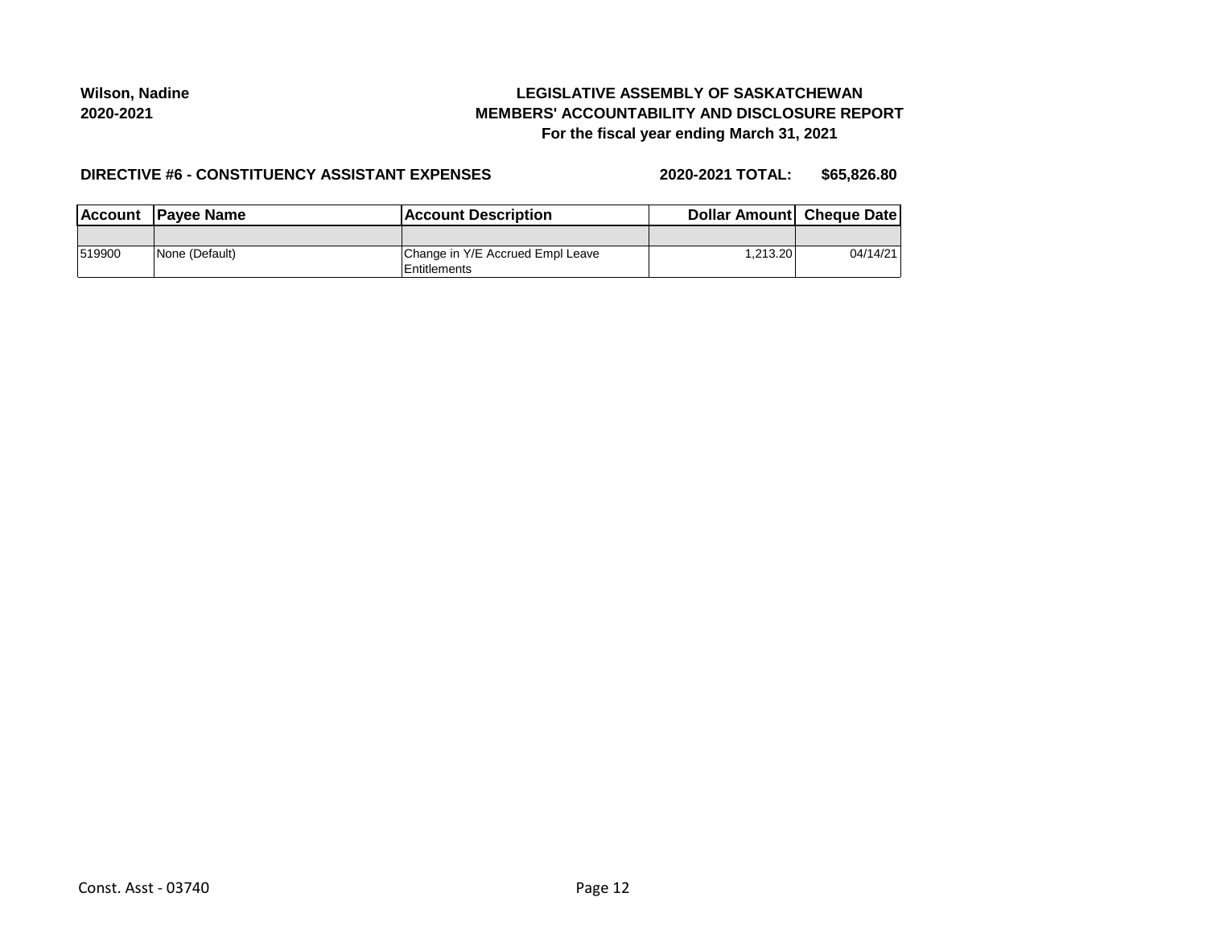**Wilson, Nadine**
**2020-2021**

**LEGISLATIVE ASSEMBLY OF SASKATCHEWAN**
**MEMBERS' ACCOUNTABILITY AND DISCLOSURE REPORT**
**For the fiscal year ending March 31, 2021**

**DIRECTIVE #6 - CONSTITUENCY ASSISTANT EXPENSES** **2020-2021 TOTAL: $65,826.80**

| Account | Payee Name | Account Description | Dollar Amount | Cheque Date |
|---|---|---|---|---|
| | | | | |
| 519900 | None (Default) | Change in Y/E Accrued Empl Leave Entitlements | 1,213.20 | 04/14/21 |

Const. Asst - 03740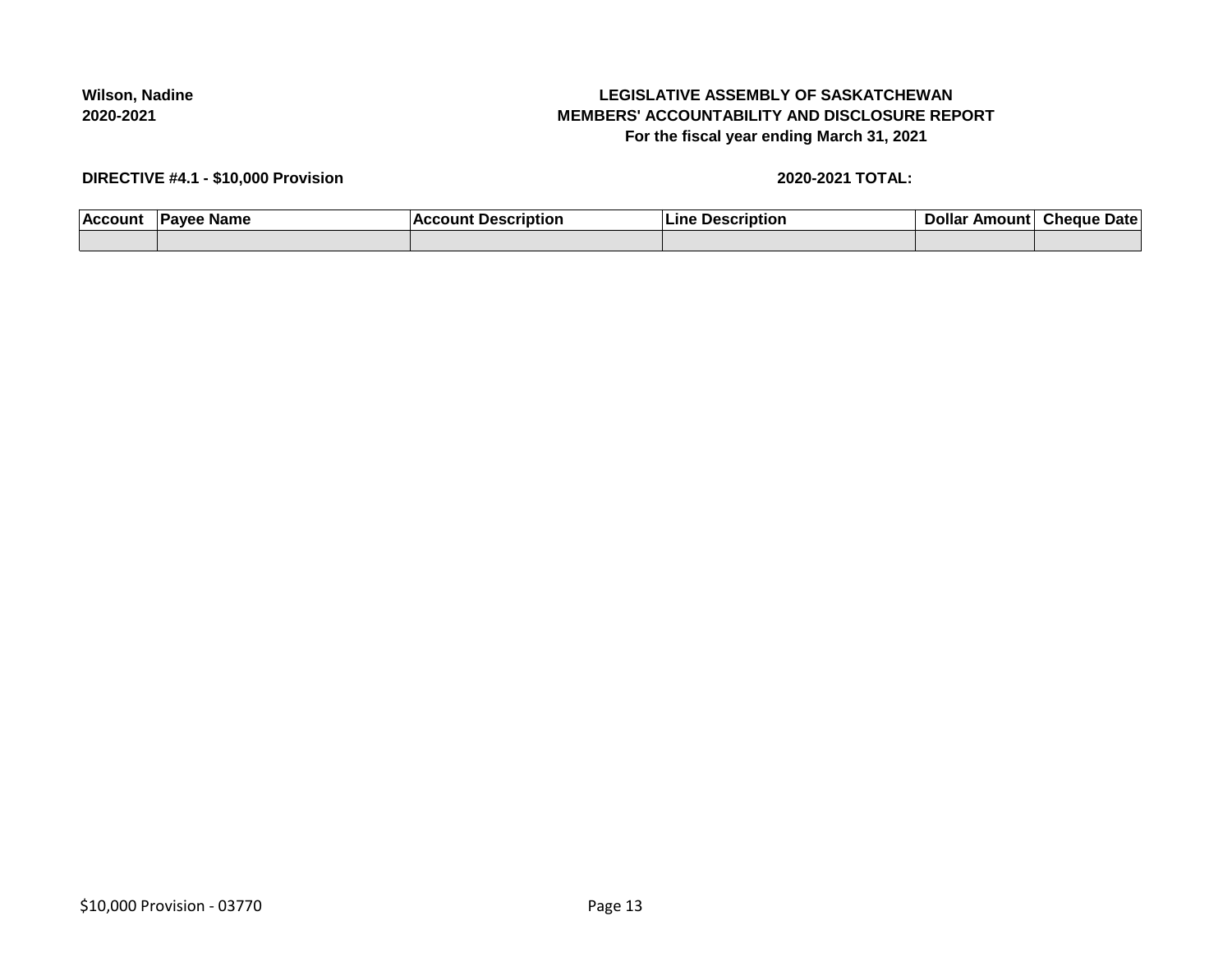**Wilson, Nadine**
**2020-2021**

**LEGISLATIVE ASSEMBLY OF SASKATCHEWAN**
**MEMBERS' ACCOUNTABILITY AND DISCLOSURE REPORT**
**For the fiscal year ending March 31, 2021**

**DIRECTIVE #4.1 - $10,000 Provision**

**2020-2021 TOTAL:**

| Account | Payee Name | Account Description | Line Description | Dollar Amount | Cheque Date |
|---|---|---|---|---|---|
| | | | | | |

$10,000 Provision - 03770